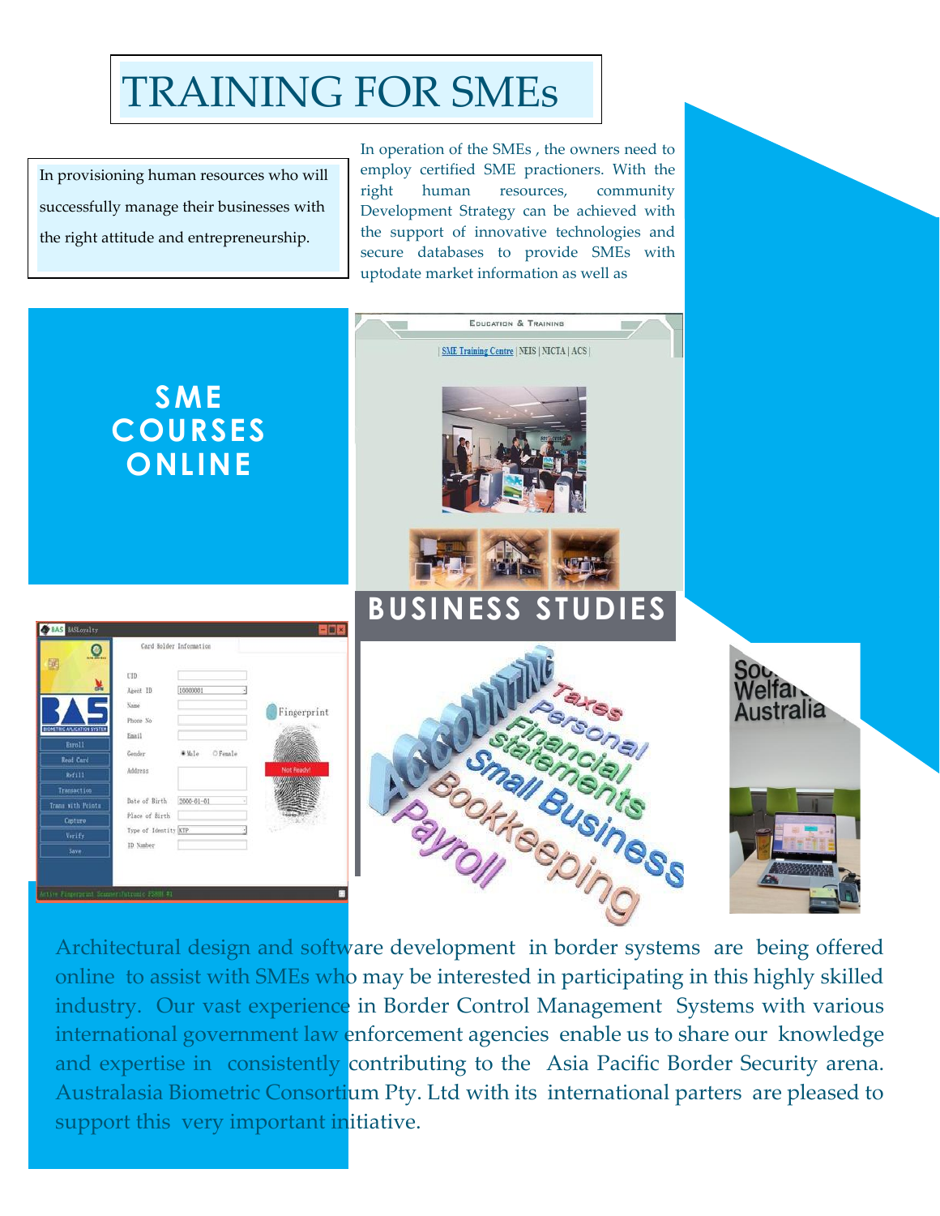# TRAINING FOR SMEs

In provisioning human resources who will successfully manage their businesses with the right attitude and entrepreneurship.

In operation of the SMEs , the owners need to employ certified SME practioners. With the right human resources, community Development Strategy can be achieved with the support of innovative technologies and secure databases to provide SMEs with uptodate market information as well as

## SME COURSES ONLINE

## BUSINESS STUDIES

Architectural design and software development in border systems are being offered online to assist with SMEs who may be interested in participating in this highly skilled industry. Our vast experience in Border Control Management Systems with various international government law enforcement agencies enable us to share our knowledge and expertise in consistently contributing to the Asia Pacific Border Security arena. Australasia Biometric Consortium Pty. Ltd with its international parters are pleased to support this very important initiative.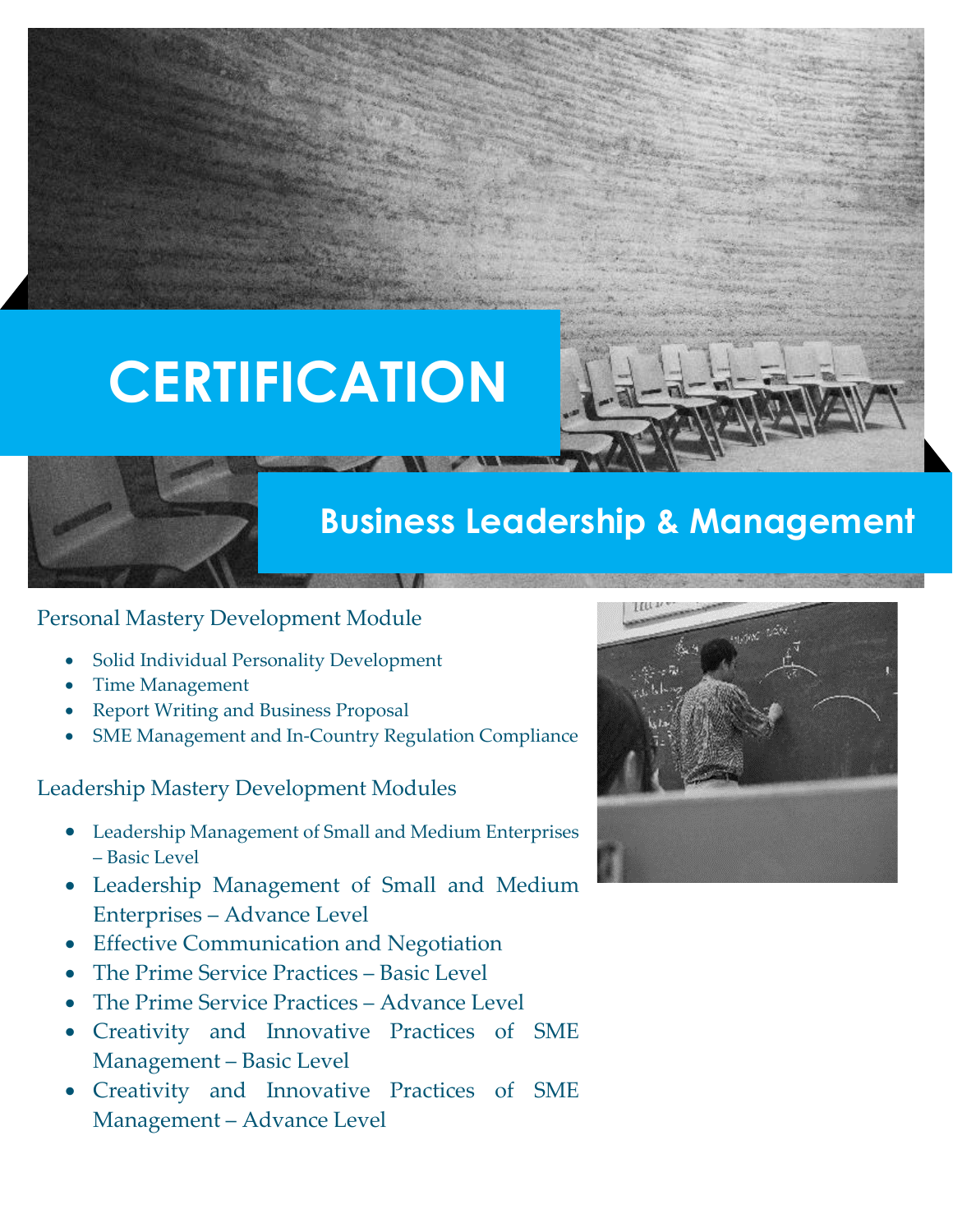# CERTIFICATION

## Business Leadership & Management

### Personal Mastery Development Module

- Solid Individual Personality Development
- Time Management
- Report Writing and Business Proposal
- SME Management and In-Country Regulation Compliance

### Leadership Mastery Development Modules

- Leadership Management of Small and Medium Enterprises – Basic Level
- Leadership Management of Small and Medium Enterprises – Advance Level
- Effective Communication and Negotiation
- The Prime Service Practices – Basic Level
- The Prime Service Practices – Advance Level
- Creativity and Innovative Practices of SME Management – Basic Level
- Creativity and Innovative Practices of SME Management – Advance Level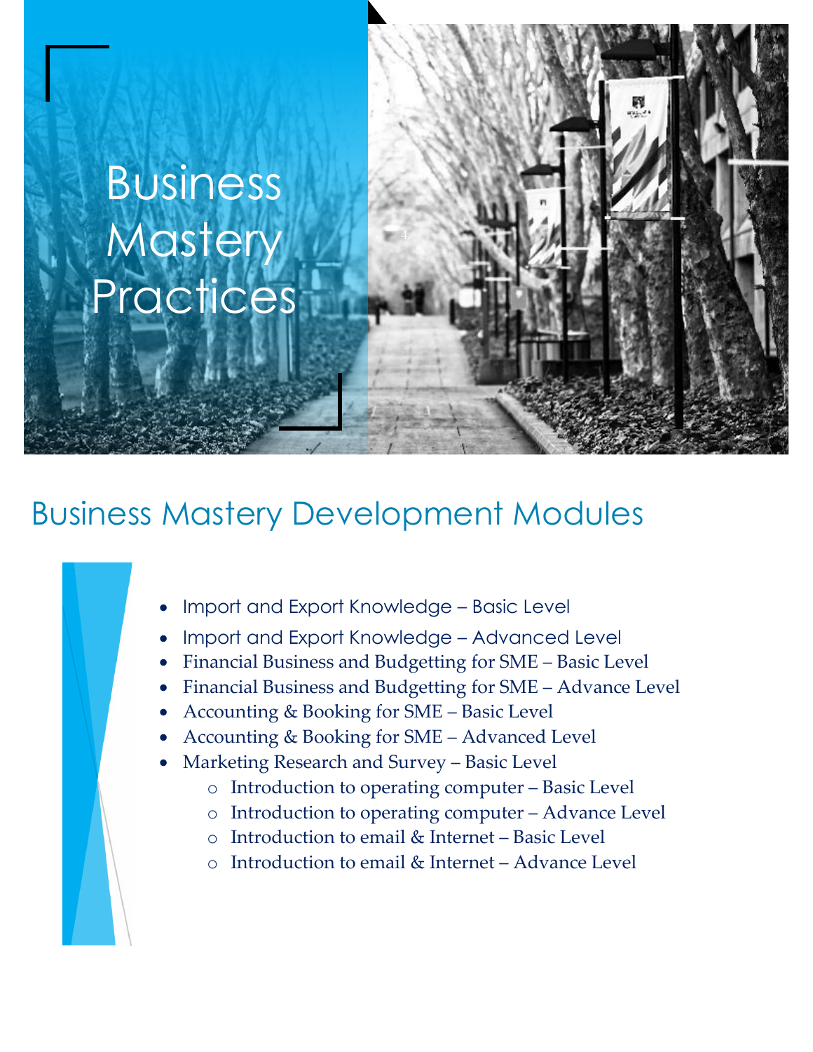# Business Mastery Practices

## Business Mastery Development Modules

- Import and Export Knowledge – Basic Level
- Import and Export Knowledge – Advanced Level
- Financial Business and Budgetting for SME – Basic Level
- Financial Business and Budgetting for SME – Advance Level
- Accounting & Booking for SME – Basic Level
- Accounting & Booking for SME – Advanced Level
- Marketing Research and Survey – Basic Level
  - Introduction to operating computer – Basic Level
  - Introduction to operating computer – Advance Level
  - Introduction to email & Internet – Basic Level
  - Introduction to email & Internet – Advance Level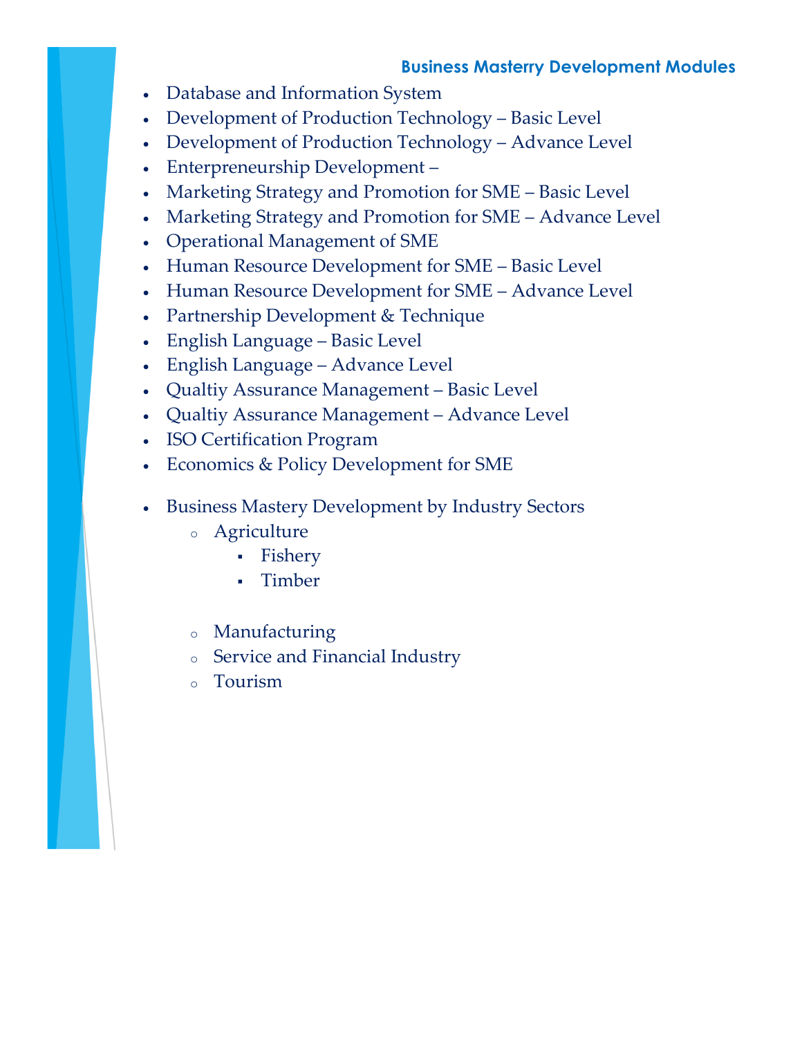## Business Masterry Development Modules

- Database and Information System
- Development of Production Technology – Basic Level
- Development of Production Technology – Advance Level
- Enterpreneurship Development –
- Marketing Strategy and Promotion for SME – Basic Level
- Marketing Strategy and Promotion for SME – Advance Level
- Operational Management of SME
- Human Resource Development for SME – Basic Level
- Human Resource Development for SME – Advance Level
- Partnership Development & Technique
- English Language – Basic Level
- English Language – Advance Level
- Qualtiy Assurance Management – Basic Level
- Qualtiy Assurance Management – Advance Level
- ISO Certification Program
- Economics & Policy Development for SME

- Business Mastery Development by Industry Sectors
    - Agriculture
        - Fishery
        - Timber
    - Manufacturing
    - Service and Financial Industry
    - Tourism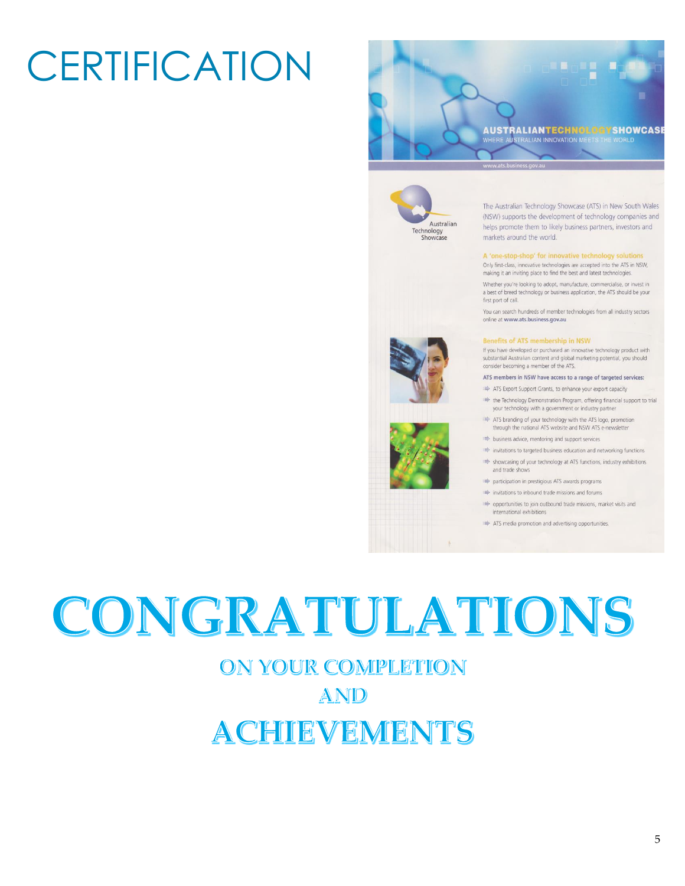# CERTIFICATION

AUSTRALIANTECHNOLOGYSHOWCASE

WHERE AUSTRALIAN INNOVATION MEETS THE WORLD

www.ats.business.gov.au

Australian Technology Showcase

The Australian Technology Showcase (ATS) in New South Wales (NSW) supports the development of technology companies and helps promote them to likely business partners, investors and markets around the world.

**A 'one-stop-shop' for innovative technology solutions**

Only first-class, innovative technologies are accepted into the ATS in NSW, making it an inviting place to find the best and latest technologies.

Whether you're looking to adopt, manufacture, commercialise, or invest in a best of breed technology or business application, the ATS should be your first port of call.

You can search hundreds of member technologies from all industry sectors online at **www.ats.business.gov.au**

**Benefits of ATS membership in NSW**

If you have developed or purchased an innovative technology product with substantial Australian content and global marketing potential, you should consider becoming a member of the ATS.

**ATS members in NSW have access to a range of targeted services:**

- ATS Export Support Grants, to enhance your export capacity
- the Technology Demonstration Program, offering financial support to trial your technology with a government or industry partner
- ATS branding of your technology with the ATS logo, promotion through the national ATS website and NSW ATS e-newsletter
- business advice, mentoring and support services
- invitations to targeted business education and networking functions
- showcasing of your technology at ATS functions, industry exhibitions and trade shows
- participation in prestigious ATS awards programs
- invitations to inbound trade missions and forums
- opportunities to join outbound trade missions, market visits and international exhibitions
- ATS media promotion and advertising opportunities.

# CONGRATULATIONS

## ON YOUR COMPLETION

## AND

## ACHIEVEMENTS